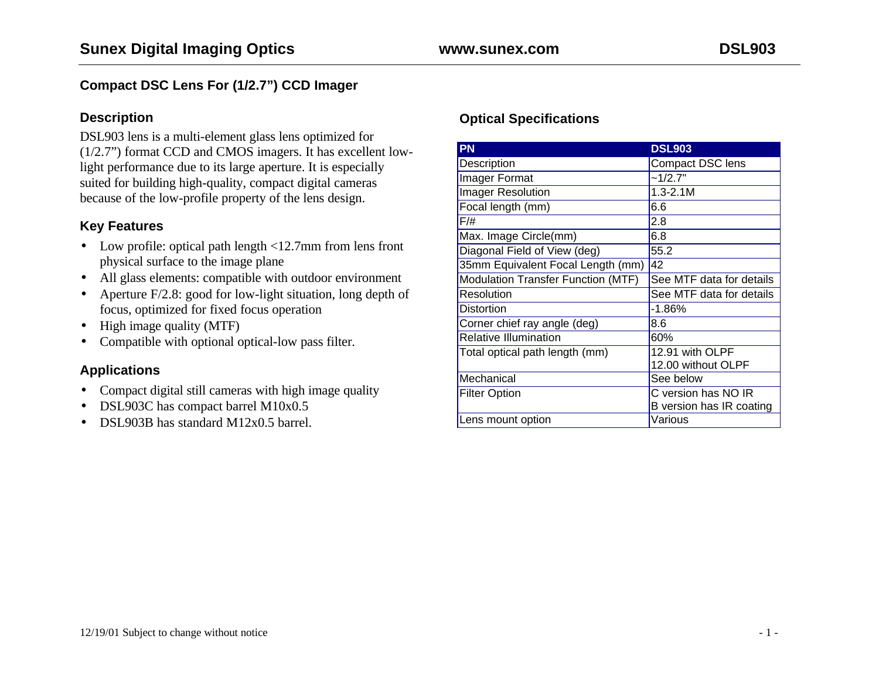## Compact DSC Lens For (1/2.7") CCD Imager

### Description

DSL903 lens is a multi-element glass lens optimized for (1/2.7") format CCD and CMOS imagers. It has excellent low-light performance due to its large aperture. It is especially suited for building high-quality, compact digital cameras because of the low-profile property of the lens design.

### Key Features

- Low profile: optical path length <12.7mm from lens front physical surface to the image plane
- All glass elements: compatible with outdoor environment
- Aperture F/2.8: good for low-light situation, long depth of focus, optimized for fixed focus operation
- High image quality (MTF)
- Compatible with optional optical-low pass filter.

### Applications

- Compact digital still cameras with high image quality
- DSL903C has compact barrel M10x0.5
- DSL903B has standard M12x0.5 barrel.

### Optical Specifications

| PN | DSL903 |
|---|---|
| Description | Compact DSC lens |
| Imager Format | ~1/2.7" |
| Imager Resolution | 1.3-2.1M |
| Focal length (mm) | 6.6 |
| F/# | 2.8 |
| Max. Image Circle(mm) | 6.8 |
| Diagonal Field of View (deg) | 55.2 |
| 35mm Equivalent Focal Length (mm) | 42 |
| Modulation Transfer Function (MTF) | See MTF data for details |
| Resolution | See MTF data for details |
| Distortion | -1.86% |
| Corner chief ray angle (deg) | 8.6 |
| Relative Illumination | 60% |
| Total optical path length (mm) | 12.91 with OLPF<br>12.00 without OLPF |
| Mechanical | See below |
| Filter Option | C version has NO IR<br>B version has IR coating |
| Lens mount option | Various |

12/19/01 Subject to change without notice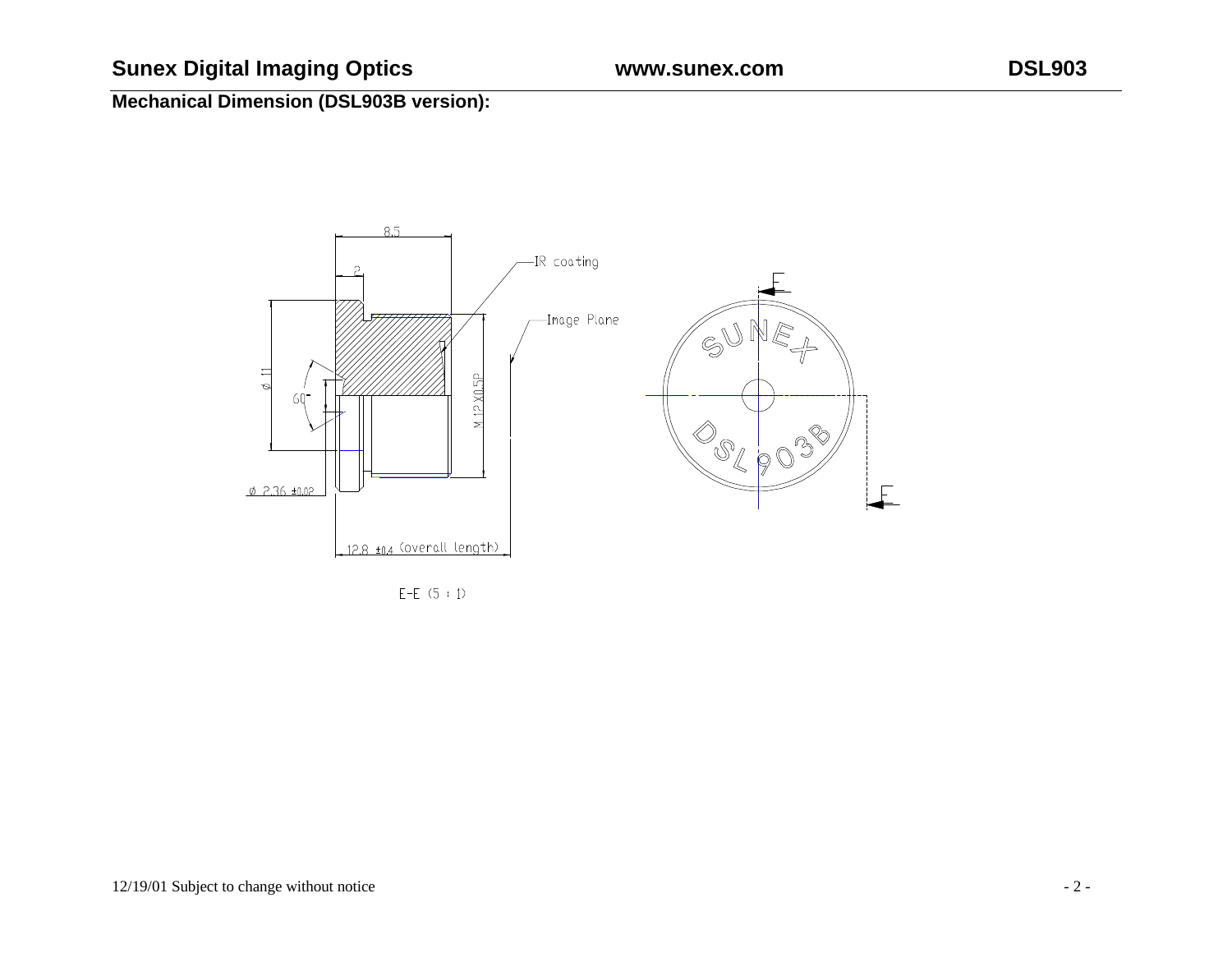**Mechanical Dimension (DSL903B version):**

8.5

2

IR coating

Image Plane

ø 11

60°

M 12 X0.5P

ø 2.36 ±0.02

12.8 ±0.4 (overall length)

E-E (5 : 1)

SUNEX

DSL903B

E

E

12/19/01 Subject to change without notice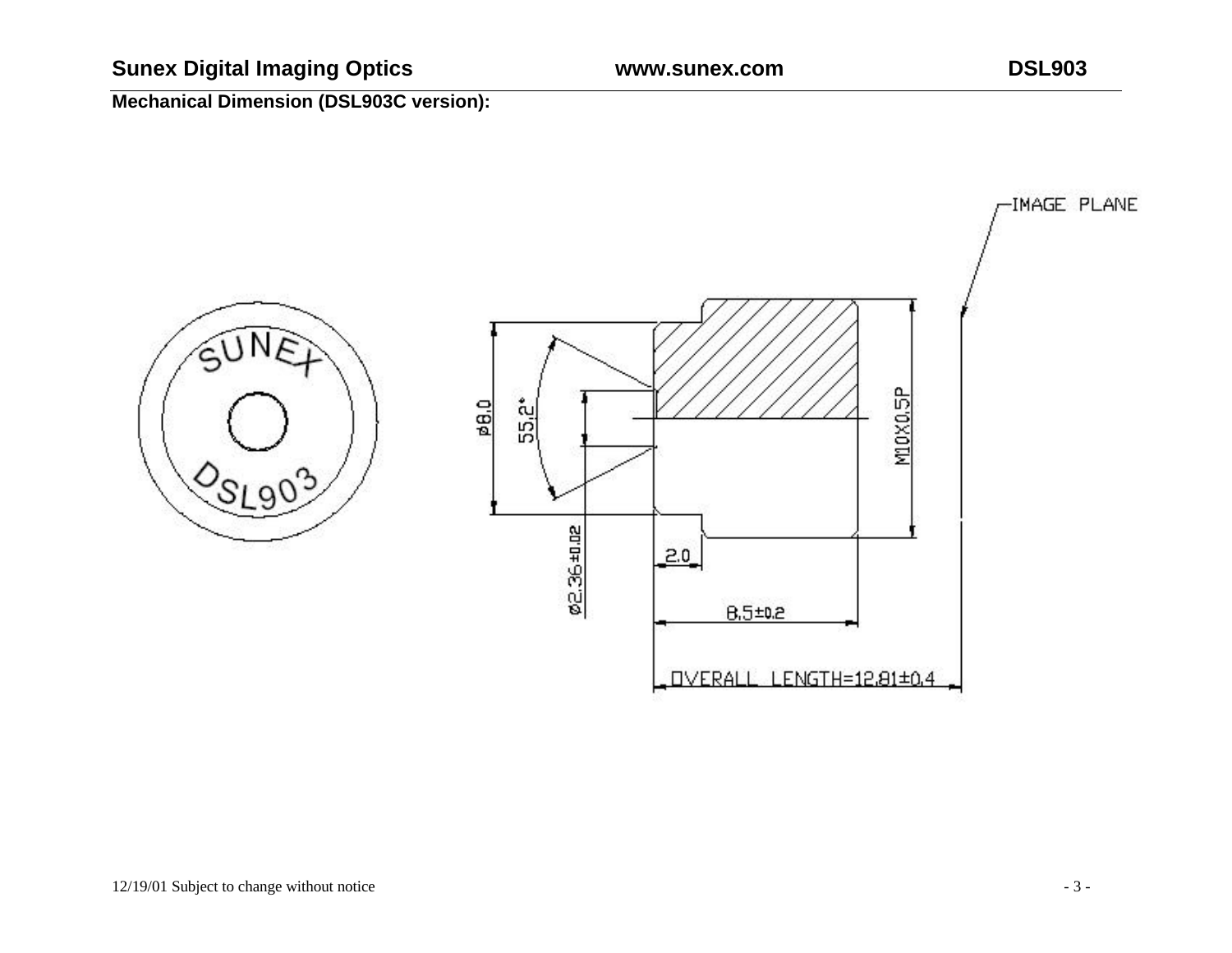**Mechanical Dimension (DSL903C version):**

IMAGE PLANE

SUNEX

DSL903

Ø8.0

55.2°

M10X0.5P

Ø2.36±0.02

2.0

8.5±0.2

OVERALL LENGTH=12.81±0.4

12/19/01 Subject to change without notice